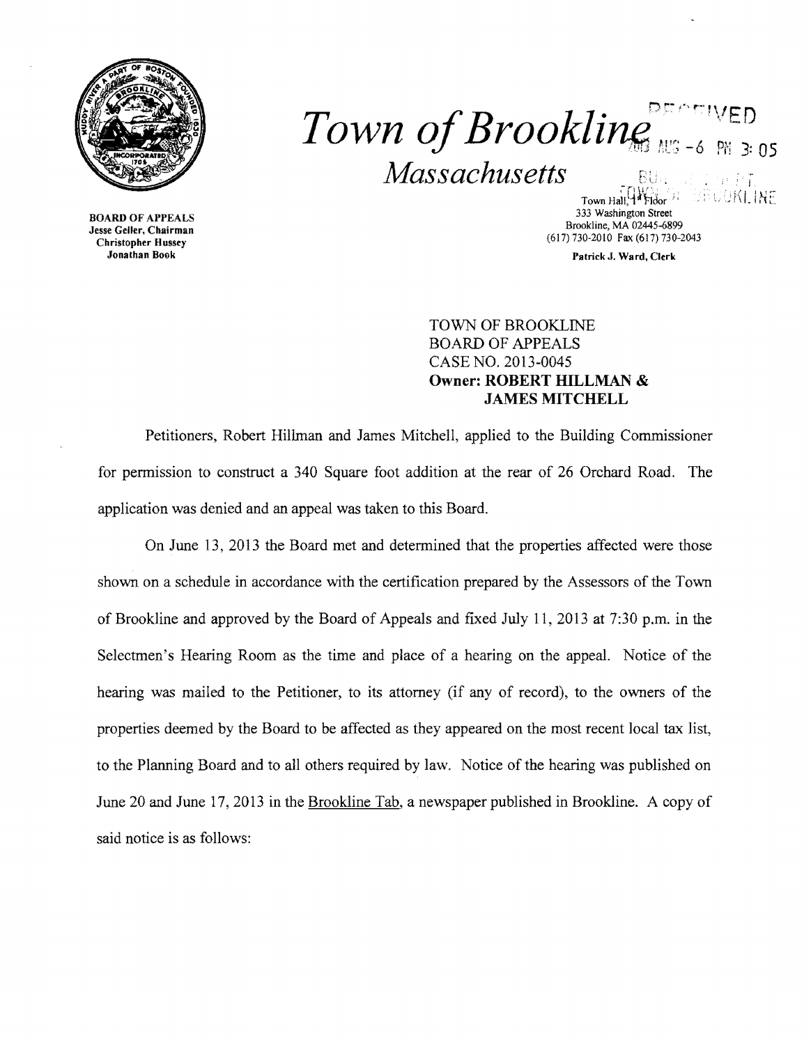# *Town of Brookline*

## *Massachusetts*

RECEIVED
2013 AUG -6 PM 3:05

**BOARD OF APPEALS**
**Jesse Geller, Chairman**
**Christopher Hussey**
**Jonathan Book**

Town Hall, 1st Floor
333 Washington Street
Brookline, MA 02445-6899
(617) 730-2010 Fax (617) 730-2043
**Patrick J. Ward, Clerk**

TOWN OF BROOKLINE
BOARD OF APPEALS
CASE NO. 2013-0045
**Owner: ROBERT HILLMAN & JAMES MITCHELL**

Petitioners, Robert Hillman and James Mitchell, applied to the Building Commissioner for permission to construct a 340 Square foot addition at the rear of 26 Orchard Road. The application was denied and an appeal was taken to this Board.

On June 13, 2013 the Board met and determined that the properties affected were those shown on a schedule in accordance with the certification prepared by the Assessors of the Town of Brookline and approved by the Board of Appeals and fixed July 11, 2013 at 7:30 p.m. in the Selectmen's Hearing Room as the time and place of a hearing on the appeal. Notice of the hearing was mailed to the Petitioner, to its attorney (if any of record), to the owners of the properties deemed by the Board to be affected as they appeared on the most recent local tax list, to the Planning Board and to all others required by law. Notice of the hearing was published on June 20 and June 17, 2013 in the Brookline Tab, a newspaper published in Brookline. A copy of said notice is as follows: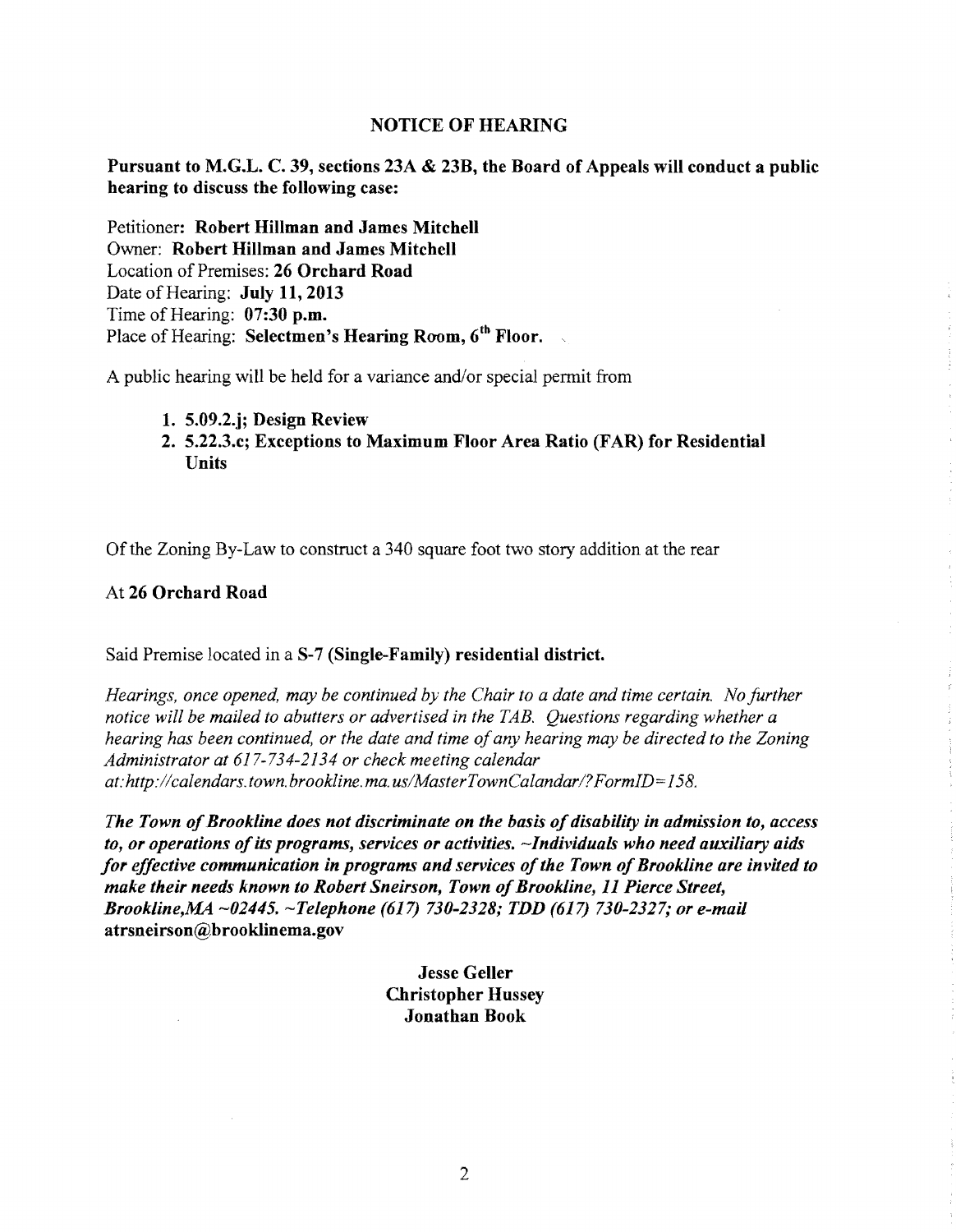## NOTICE OF HEARING

**Pursuant to M.G.L. C. 39, sections 23A & 23B, the Board of Appeals will conduct a public hearing to discuss the following case:**

Petitioner: **Robert Hillman and James Mitchell**
Owner: **Robert Hillman and James Mitchell**
Location of Premises: **26 Orchard Road**
Date of Hearing: **July 11, 2013**
Time of Hearing: **07:30 p.m.**
Place of Hearing: **Selectmen's Hearing Room, 6th Floor.**

A public hearing will be held for a variance and/or special permit from

1. **5.09.2.j; Design Review**
2. **5.22.3.c; Exceptions to Maximum Floor Area Ratio (FAR) for Residential Units**

Of the Zoning By-Law to construct a 340 square foot two story addition at the rear

At **26 Orchard Road**

Said Premise located in a **S-7 (Single-Family) residential district.**

*Hearings, once opened, may be continued by the Chair to a date and time certain. No further notice will be mailed to abutters or advertised in the TAB. Questions regarding whether a hearing has been continued, or the date and time of any hearing may be directed to the Zoning Administrator at 617-734-2134 or check meeting calendar at:http://calendars.town.brookline.ma.us/MasterTownCalandar/?FormID=158.*

***The Town of Brookline does not discriminate on the basis of disability in admission to, access to, or operations of its programs, services or activities. ~Individuals who need auxiliary aids for effective communication in programs and services of the Town of Brookline are invited to make their needs known to Robert Sneirson, Town of Brookline, 11 Pierce Street, Brookline,MA ~02445. ~Telephone (617) 730-2328; TDD (617) 730-2327; or e-mail*** **atrsneirson@brooklinema.gov**

**Jesse Geller**
**Christopher Hussey**
**Jonathan Book**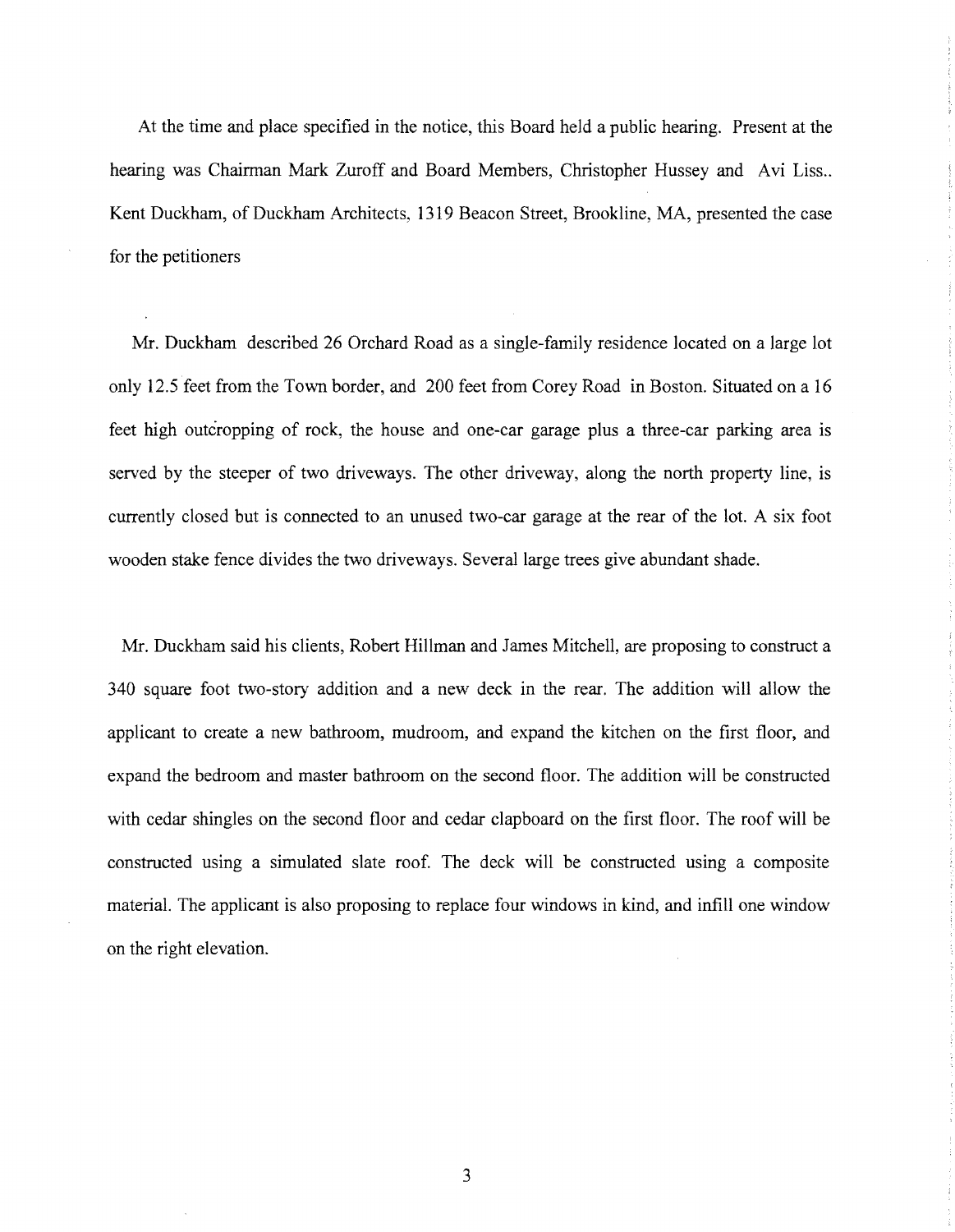At the time and place specified in the notice, this Board held a public hearing. Present at the hearing was Chairman Mark Zuroff and Board Members, Christopher Hussey and Avi Liss.. Kent Duckham, of Duckham Architects, 1319 Beacon Street, Brookline, MA, presented the case for the petitioners

Mr. Duckham described 26 Orchard Road as a single-family residence located on a large lot only 12.5 feet from the Town border, and 200 feet from Corey Road in Boston. Situated on a 16 feet high outcropping of rock, the house and one-car garage plus a three-car parking area is served by the steeper of two driveways. The other driveway, along the north property line, is currently closed but is connected to an unused two-car garage at the rear of the lot. A six foot wooden stake fence divides the two driveways. Several large trees give abundant shade.

Mr. Duckham said his clients, Robert Hillman and James Mitchell, are proposing to construct a 340 square foot two-story addition and a new deck in the rear. The addition will allow the applicant to create a new bathroom, mudroom, and expand the kitchen on the first floor, and expand the bedroom and master bathroom on the second floor. The addition will be constructed with cedar shingles on the second floor and cedar clapboard on the first floor. The roof will be constructed using a simulated slate roof. The deck will be constructed using a composite material. The applicant is also proposing to replace four windows in kind, and infill one window on the right elevation.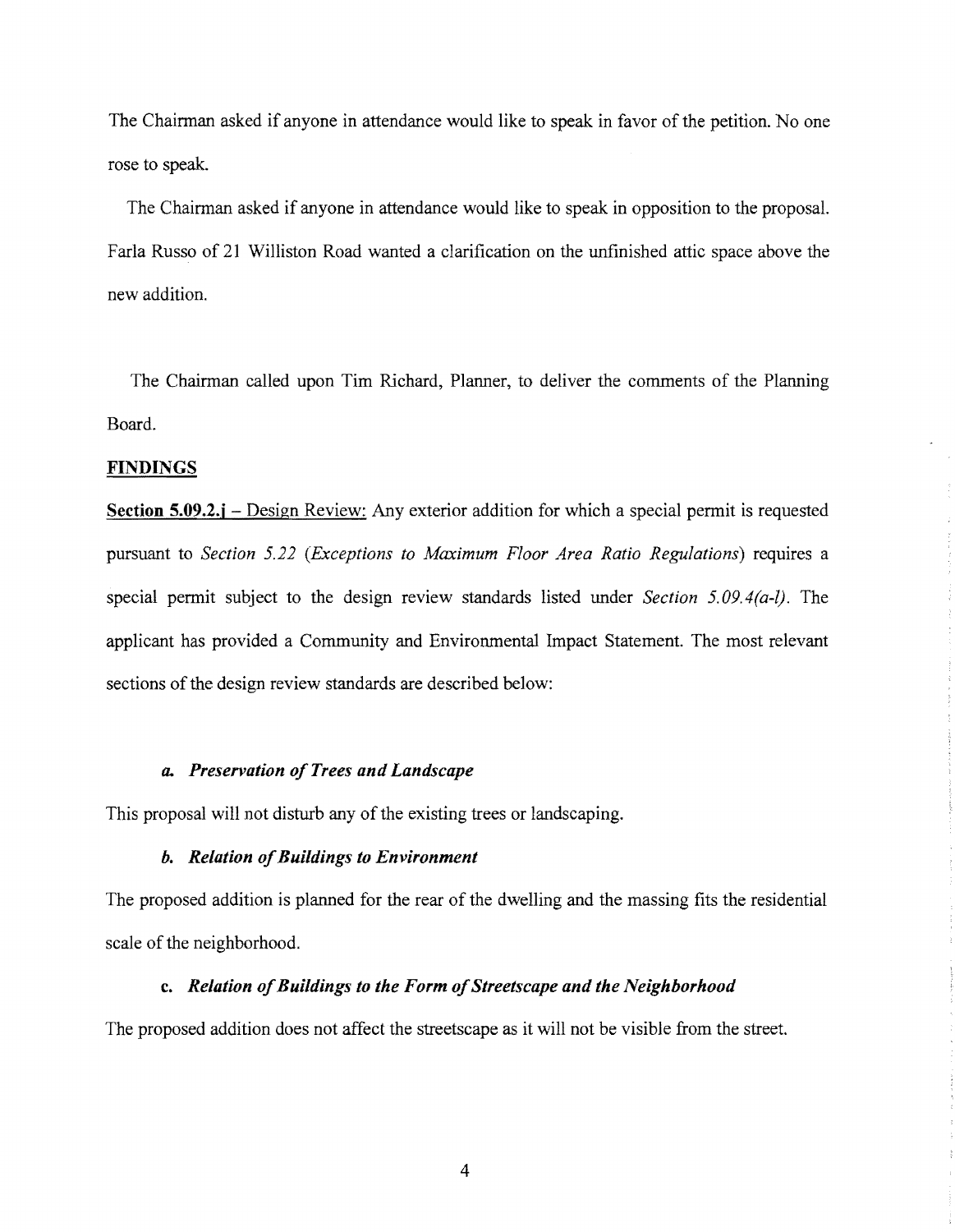The Chairman asked if anyone in attendance would like to speak in favor of the petition. No one rose to speak.

The Chairman asked if anyone in attendance would like to speak in opposition to the proposal. Farla Russo of 21 Williston Road wanted a clarification on the unfinished attic space above the new addition.

The Chairman called upon Tim Richard, Planner, to deliver the comments of the Planning Board.

**FINDINGS**

**Section 5.09.2.j** – Design Review: Any exterior addition for which a special permit is requested pursuant to *Section 5.22 (Exceptions to Maximum Floor Area Ratio Regulations)* requires a special permit subject to the design review standards listed under *Section 5.09.4(a-l)*. The applicant has provided a Community and Environmental Impact Statement. The most relevant sections of the design review standards are described below:

***a. Preservation of Trees and Landscape***

This proposal will not disturb any of the existing trees or landscaping.

***b. Relation of Buildings to Environment***

The proposed addition is planned for the rear of the dwelling and the massing fits the residential scale of the neighborhood.

***c. Relation of Buildings to the Form of Streetscape and the Neighborhood***

The proposed addition does not affect the streetscape as it will not be visible from the street.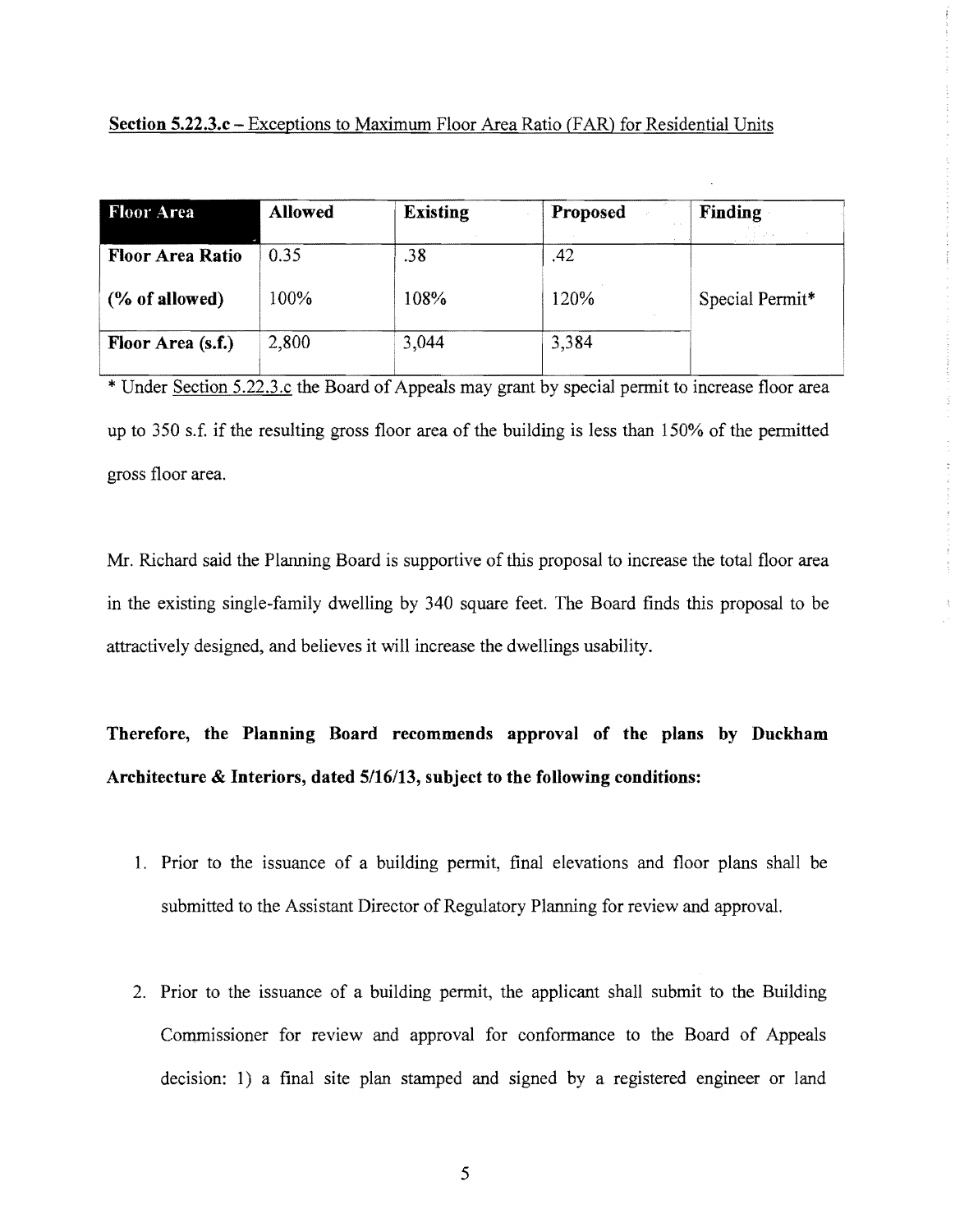<u>**Section 5.22.3.c**</u> – <u>Exceptions to Maximum Floor Area Ratio (FAR) for Residential Units</u>

| Floor Area | Allowed | Existing | Proposed | Finding |
| --- | --- | --- | --- | --- |
| **Floor Area Ratio** | 0.35 | .38 | .42 | |
| **(% of allowed)** | 100% | 108% | 120% | Special Permit* |
| **Floor Area (s.f.)** | 2,800 | 3,044 | 3,384 | |

\* Under Section 5.22.3.c the Board of Appeals may grant by special permit to increase floor area up to 350 s.f. if the resulting gross floor area of the building is less than 150% of the permitted gross floor area.

Mr. Richard said the Planning Board is supportive of this proposal to increase the total floor area in the existing single-family dwelling by 340 square feet. The Board finds this proposal to be attractively designed, and believes it will increase the dwellings usability.

**Therefore, the Planning Board recommends approval of the plans by Duckham Architecture & Interiors, dated 5/16/13, subject to the following conditions:**

1. Prior to the issuance of a building permit, final elevations and floor plans shall be submitted to the Assistant Director of Regulatory Planning for review and approval.

2. Prior to the issuance of a building permit, the applicant shall submit to the Building Commissioner for review and approval for conformance to the Board of Appeals decision: 1) a final site plan stamped and signed by a registered engineer or land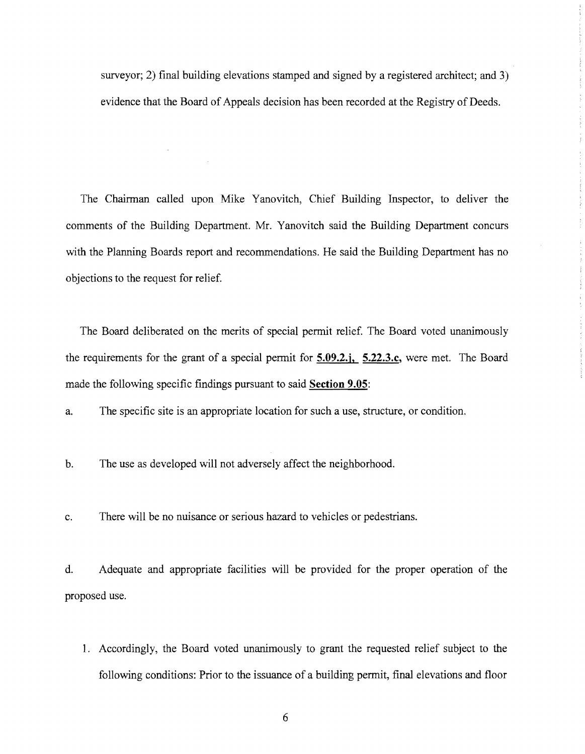surveyor; 2) final building elevations stamped and signed by a registered architect; and 3) evidence that the Board of Appeals decision has been recorded at the Registry of Deeds.

The Chairman called upon Mike Yanovitch, Chief Building Inspector, to deliver the comments of the Building Department. Mr. Yanovitch said the Building Department concurs with the Planning Boards report and recommendations. He said the Building Department has no objections to the request for relief.

The Board deliberated on the merits of special permit relief. The Board voted unanimously the requirements for the grant of a special permit for **5.09.2.j, 5.22.3.c,** were met. The Board made the following specific findings pursuant to said **Section 9.05**:

a. The specific site is an appropriate location for such a use, structure, or condition.

b. The use as developed will not adversely affect the neighborhood.

c. There will be no nuisance or serious hazard to vehicles or pedestrians.

d. Adequate and appropriate facilities will be provided for the proper operation of the proposed use.

1. Accordingly, the Board voted unanimously to grant the requested relief subject to the following conditions: Prior to the issuance of a building permit, final elevations and floor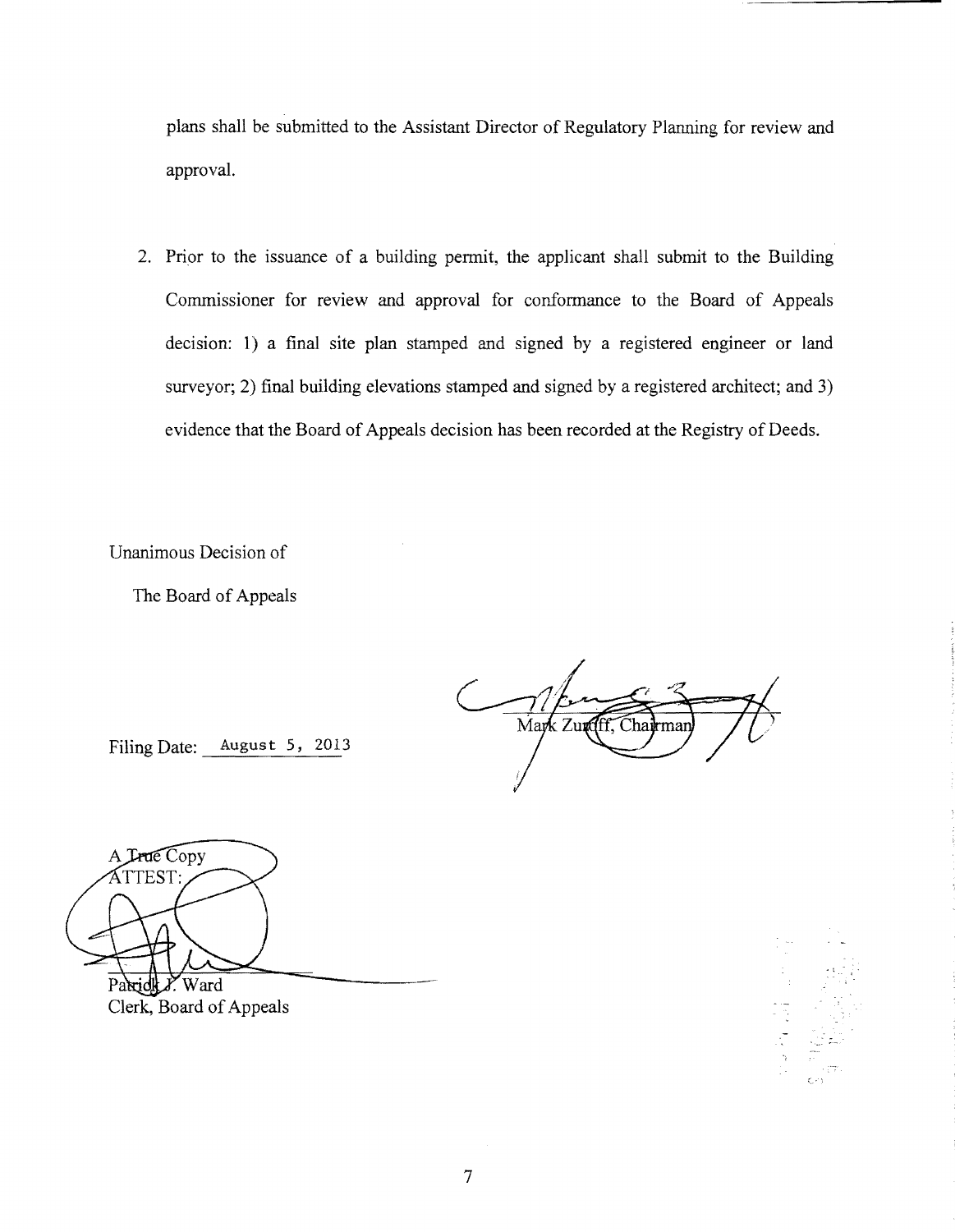plans shall be submitted to the Assistant Director of Regulatory Planning for review and approval.

2. Prior to the issuance of a building permit, the applicant shall submit to the Building Commissioner for review and approval for conformance to the Board of Appeals decision: 1) a final site plan stamped and signed by a registered engineer or land surveyor; 2) final building elevations stamped and signed by a registered architect; and 3) evidence that the Board of Appeals decision has been recorded at the Registry of Deeds.

Unanimous Decision of

The Board of Appeals

Mark Zuroff, Chairman

Filing Date: August 5, 2013

A True Copy
ATTEST:

Patrick J. Ward
Clerk, Board of Appeals